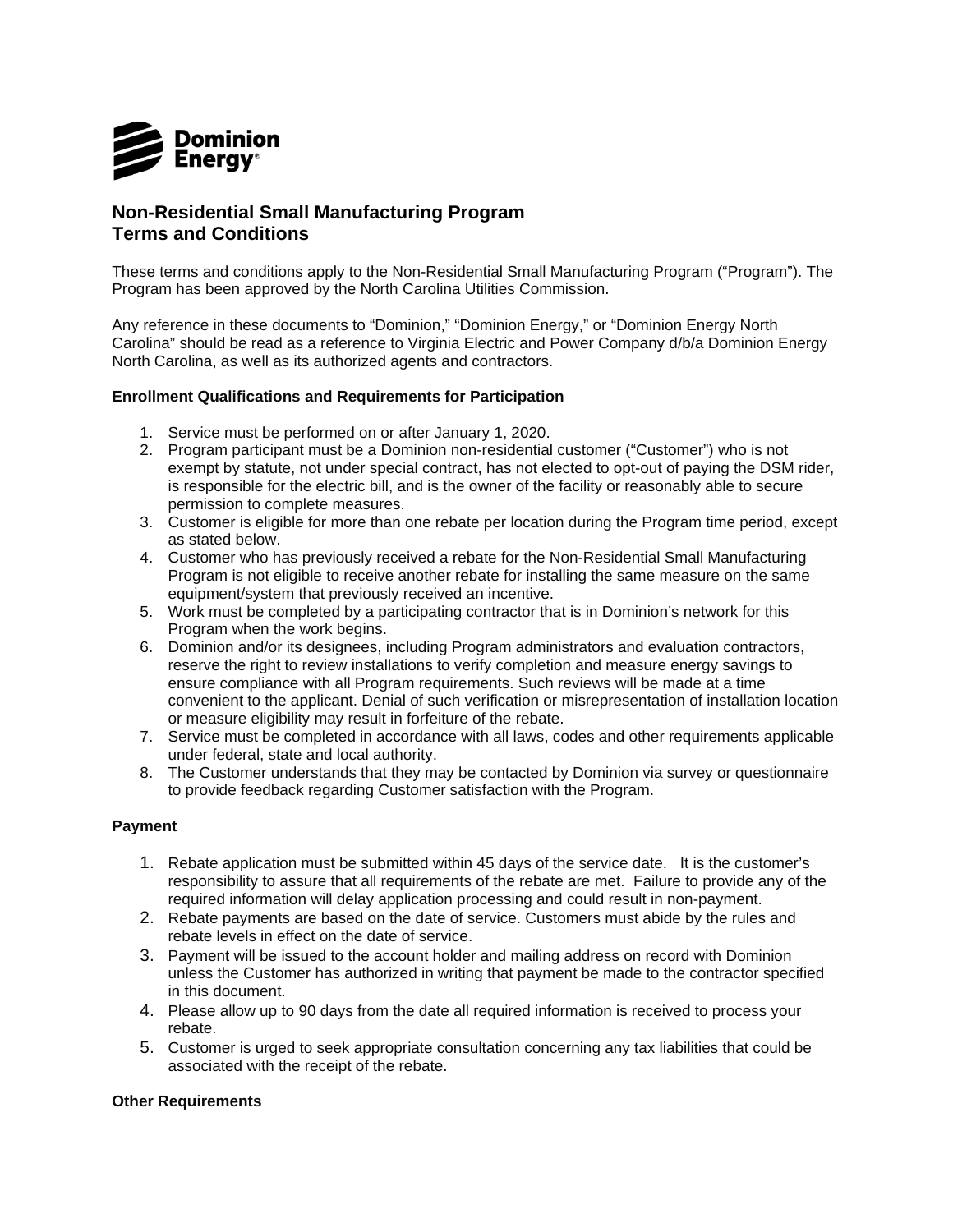Dominion Energy

# Non-Residential Small Manufacturing Program
# Terms and Conditions

These terms and conditions apply to the Non-Residential Small Manufacturing Program ("Program"). The Program has been approved by the North Carolina Utilities Commission.

Any reference in these documents to "Dominion," "Dominion Energy," or "Dominion Energy North Carolina" should be read as a reference to Virginia Electric and Power Company d/b/a Dominion Energy North Carolina, as well as its authorized agents and contractors.

### Enrollment Qualifications and Requirements for Participation

1. Service must be performed on or after January 1, 2020.
2. Program participant must be a Dominion non-residential customer ("Customer") who is not exempt by statute, not under special contract, has not elected to opt-out of paying the DSM rider, is responsible for the electric bill, and is the owner of the facility or reasonably able to secure permission to complete measures.
3. Customer is eligible for more than one rebate per location during the Program time period, except as stated below.
4. Customer who has previously received a rebate for the Non-Residential Small Manufacturing Program is not eligible to receive another rebate for installing the same measure on the same equipment/system that previously received an incentive.
5. Work must be completed by a participating contractor that is in Dominion's network for this Program when the work begins.
6. Dominion and/or its designees, including Program administrators and evaluation contractors, reserve the right to review installations to verify completion and measure energy savings to ensure compliance with all Program requirements. Such reviews will be made at a time convenient to the applicant. Denial of such verification or misrepresentation of installation location or measure eligibility may result in forfeiture of the rebate.
7. Service must be completed in accordance with all laws, codes and other requirements applicable under federal, state and local authority.
8. The Customer understands that they may be contacted by Dominion via survey or questionnaire to provide feedback regarding Customer satisfaction with the Program.

### Payment

1. Rebate application must be submitted within 45 days of the service date. It is the customer's responsibility to assure that all requirements of the rebate are met. Failure to provide any of the required information will delay application processing and could result in non-payment.
2. Rebate payments are based on the date of service. Customers must abide by the rules and rebate levels in effect on the date of service.
3. Payment will be issued to the account holder and mailing address on record with Dominion unless the Customer has authorized in writing that payment be made to the contractor specified in this document.
4. Please allow up to 90 days from the date all required information is received to process your rebate.
5. Customer is urged to seek appropriate consultation concerning any tax liabilities that could be associated with the receipt of the rebate.

### Other Requirements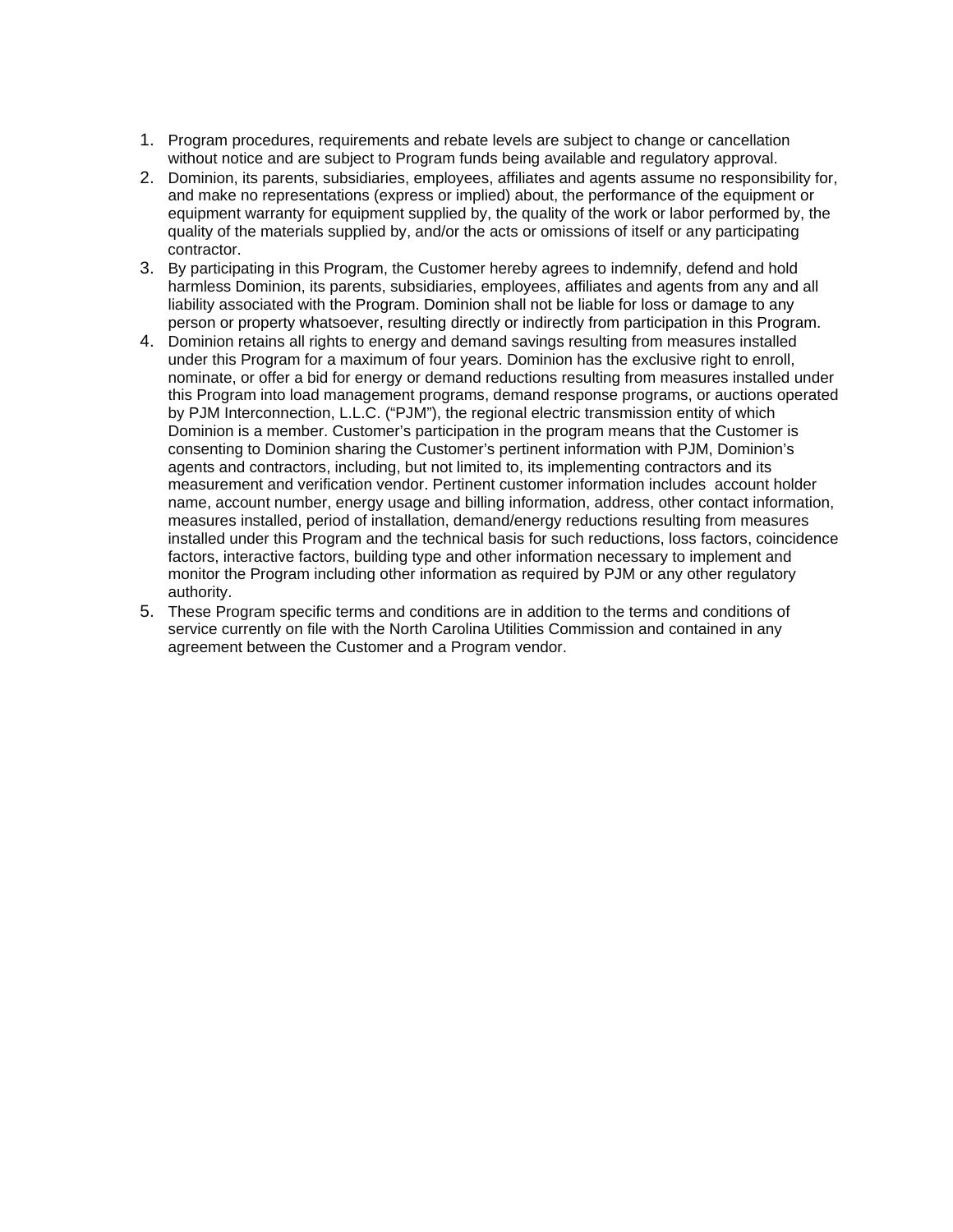1. Program procedures, requirements and rebate levels are subject to change or cancellation without notice and are subject to Program funds being available and regulatory approval.
2. Dominion, its parents, subsidiaries, employees, affiliates and agents assume no responsibility for, and make no representations (express or implied) about, the performance of the equipment or equipment warranty for equipment supplied by, the quality of the work or labor performed by, the quality of the materials supplied by, and/or the acts or omissions of itself or any participating contractor.
3. By participating in this Program, the Customer hereby agrees to indemnify, defend and hold harmless Dominion, its parents, subsidiaries, employees, affiliates and agents from any and all liability associated with the Program. Dominion shall not be liable for loss or damage to any person or property whatsoever, resulting directly or indirectly from participation in this Program.
4. Dominion retains all rights to energy and demand savings resulting from measures installed under this Program for a maximum of four years. Dominion has the exclusive right to enroll, nominate, or offer a bid for energy or demand reductions resulting from measures installed under this Program into load management programs, demand response programs, or auctions operated by PJM Interconnection, L.L.C. ("PJM"), the regional electric transmission entity of which Dominion is a member. Customer's participation in the program means that the Customer is consenting to Dominion sharing the Customer's pertinent information with PJM, Dominion's agents and contractors, including, but not limited to, its implementing contractors and its measurement and verification vendor. Pertinent customer information includes account holder name, account number, energy usage and billing information, address, other contact information, measures installed, period of installation, demand/energy reductions resulting from measures installed under this Program and the technical basis for such reductions, loss factors, coincidence factors, interactive factors, building type and other information necessary to implement and monitor the Program including other information as required by PJM or any other regulatory authority.
5. These Program specific terms and conditions are in addition to the terms and conditions of service currently on file with the North Carolina Utilities Commission and contained in any agreement between the Customer and a Program vendor.